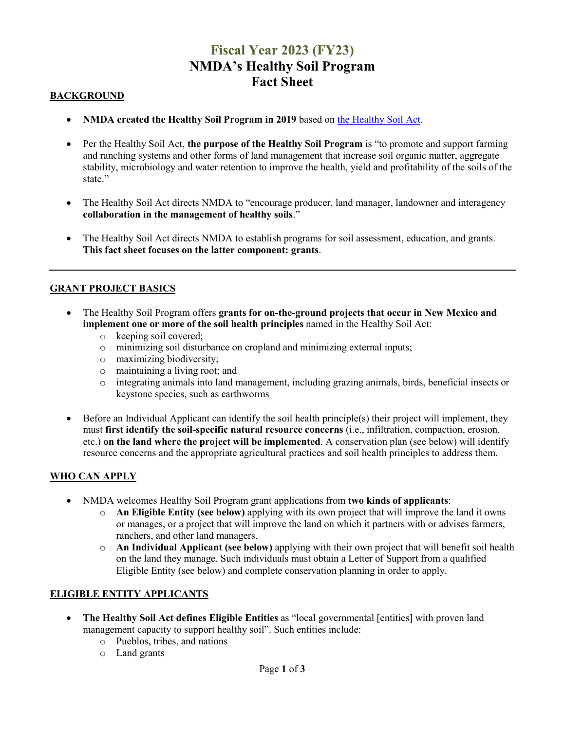# Fiscal Year 2023 (FY23)
# NMDA's Healthy Soil Program
# Fact Sheet

## BACKGROUND

- **NMDA created the Healthy Soil Program in 2019** based on the Healthy Soil Act.
- Per the Healthy Soil Act, **the purpose of the Healthy Soil Program** is "to promote and support farming and ranching systems and other forms of land management that increase soil organic matter, aggregate stability, microbiology and water retention to improve the health, yield and profitability of the soils of the state."
- The Healthy Soil Act directs NMDA to "encourage producer, land manager, landowner and interagency **collaboration in the management of healthy soils**."
- The Healthy Soil Act directs NMDA to establish programs for soil assessment, education, and grants. **This fact sheet focuses on the latter component: grants**.

---

## GRANT PROJECT BASICS

- The Healthy Soil Program offers **grants for on-the-ground projects that occur in New Mexico and implement one or more of the soil health principles** named in the Healthy Soil Act:
  - keeping soil covered;
  - minimizing soil disturbance on cropland and minimizing external inputs;
  - maximizing biodiversity;
  - maintaining a living root; and
  - integrating animals into land management, including grazing animals, birds, beneficial insects or keystone species, such as earthworms
- Before an Individual Applicant can identify the soil health principle(s) their project will implement, they must **first identify the soil-specific natural resource concerns** (i.e., infiltration, compaction, erosion, etc.) **on the land where the project will be implemented**. A conservation plan (see below) will identify resource concerns and the appropriate agricultural practices and soil health principles to address them.

## WHO CAN APPLY

- NMDA welcomes Healthy Soil Program grant applications from **two kinds of applicants**:
  - **An Eligible Entity (see below)** applying with its own project that will improve the land it owns or manages, or a project that will improve the land on which it partners with or advises farmers, ranchers, and other land managers.
  - **An Individual Applicant (see below)** applying with their own project that will benefit soil health on the land they manage. Such individuals must obtain a Letter of Support from a qualified Eligible Entity (see below) and complete conservation planning in order to apply.

## ELIGIBLE ENTITY APPLICANTS

- **The Healthy Soil Act defines Eligible Entities** as "local governmental [entities] with proven land management capacity to support healthy soil". Such entities include:
  - Pueblos, tribes, and nations
  - Land grants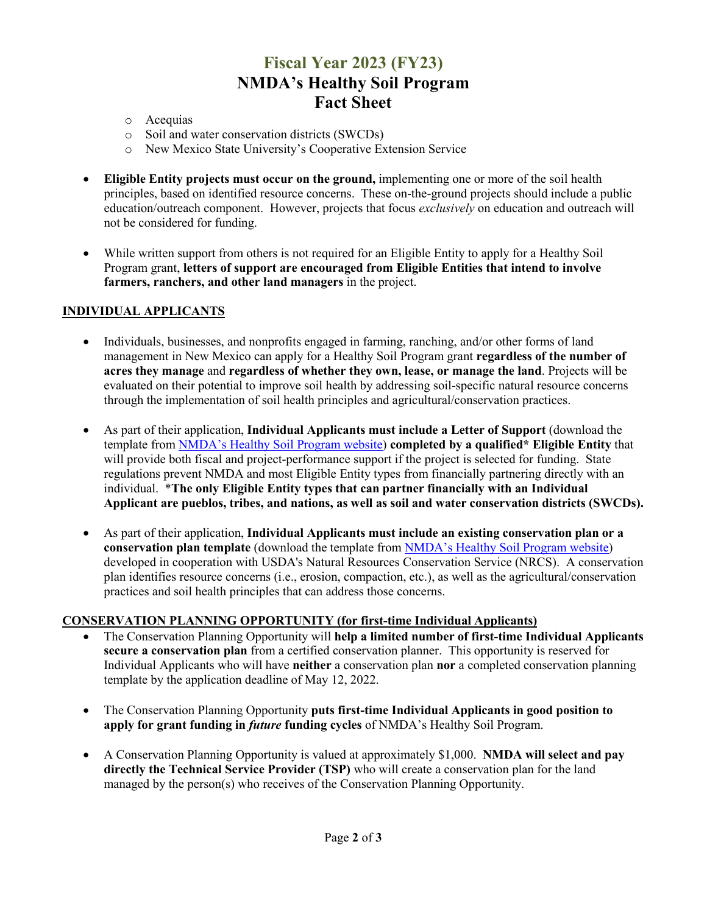- Acequias
- Soil and water conservation districts (SWCDs)
- New Mexico State University's Cooperative Extension Service

- **Eligible Entity projects must occur on the ground,** implementing one or more of the soil health principles, based on identified resource concerns. These on-the-ground projects should include a public education/outreach component. However, projects that focus *exclusively* on education and outreach will not be considered for funding.

- While written support from others is not required for an Eligible Entity to apply for a Healthy Soil Program grant, **letters of support are encouraged from Eligible Entities that intend to involve farmers, ranchers, and other land managers** in the project.

## INDIVIDUAL APPLICANTS

- Individuals, businesses, and nonprofits engaged in farming, ranching, and/or other forms of land management in New Mexico can apply for a Healthy Soil Program grant **regardless of the number of acres they manage** and **regardless of whether they own, lease, or manage the land**. Projects will be evaluated on their potential to improve soil health by addressing soil-specific natural resource concerns through the implementation of soil health principles and agricultural/conservation practices.

- As part of their application, **Individual Applicants must include a Letter of Support** (download the template from [NMDA's Healthy Soil Program website](NMDA's Healthy Soil Program website)) **completed by a qualified* Eligible Entity** that will provide both fiscal and project-performance support if the project is selected for funding. State regulations prevent NMDA and most Eligible Entity types from financially partnering directly with an individual. ***The only Eligible Entity types that can partner financially with an Individual Applicant are pueblos, tribes, and nations, as well as soil and water conservation districts (SWCDs).**

- As part of their application, **Individual Applicants must include an existing conservation plan or a conservation plan template** (download the template from [NMDA's Healthy Soil Program website](NMDA's Healthy Soil Program website)) developed in cooperation with USDA's Natural Resources Conservation Service (NRCS). A conservation plan identifies resource concerns (i.e., erosion, compaction, etc.), as well as the agricultural/conservation practices and soil health principles that can address those concerns.

## CONSERVATION PLANNING OPPORTUNITY (for first-time Individual Applicants)

- The Conservation Planning Opportunity will **help a limited number of first-time Individual Applicants secure a conservation plan** from a certified conservation planner. This opportunity is reserved for Individual Applicants who will have **neither** a conservation plan **nor** a completed conservation planning template by the application deadline of May 12, 2022.

- The Conservation Planning Opportunity **puts first-time Individual Applicants in good position to apply for grant funding in *future* funding cycles** of NMDA's Healthy Soil Program.

- A Conservation Planning Opportunity is valued at approximately $1,000. **NMDA will select and pay directly the Technical Service Provider (TSP)** who will create a conservation plan for the land managed by the person(s) who receives of the Conservation Planning Opportunity.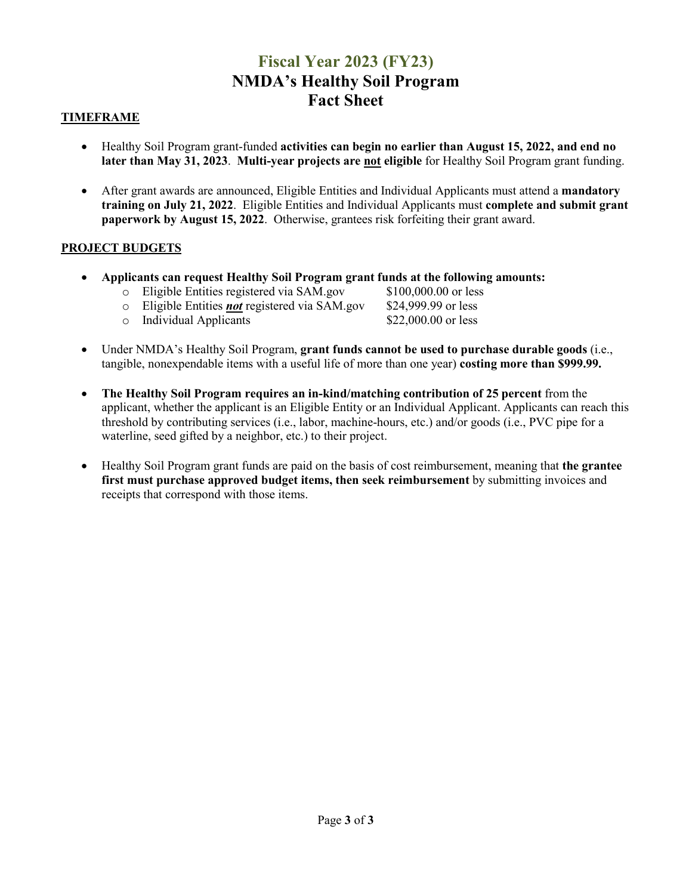# Fiscal Year 2023 (FY23)
# NMDA's Healthy Soil Program
# Fact Sheet

## TIMEFRAME

- Healthy Soil Program grant-funded **activities can begin no earlier than August 15, 2022, and end no later than May 31, 2023**. **Multi-year projects are <u>not</u> eligible** for Healthy Soil Program grant funding.

- After grant awards are announced, Eligible Entities and Individual Applicants must attend a **mandatory training on July 21, 2022**. Eligible Entities and Individual Applicants must **complete and submit grant paperwork by August 15, 2022**. Otherwise, grantees risk forfeiting their grant award.

## PROJECT BUDGETS

- **Applicants can request Healthy Soil Program grant funds at the following amounts:**
  - Eligible Entities registered via SAM.gov — $100,000.00 or less
  - Eligible Entities ***<u>not</u>*** registered via SAM.gov — $24,999.99 or less
  - Individual Applicants — $22,000.00 or less

- Under NMDA's Healthy Soil Program, **grant funds cannot be used to purchase durable goods** (i.e., tangible, nonexpendable items with a useful life of more than one year) **costing more than $999.99.**

- **The Healthy Soil Program requires an in-kind/matching contribution of 25 percent** from the applicant, whether the applicant is an Eligible Entity or an Individual Applicant. Applicants can reach this threshold by contributing services (i.e., labor, machine-hours, etc.) and/or goods (i.e., PVC pipe for a waterline, seed gifted by a neighbor, etc.) to their project.

- Healthy Soil Program grant funds are paid on the basis of cost reimbursement, meaning that **the grantee first must purchase approved budget items, then seek reimbursement** by submitting invoices and receipts that correspond with those items.